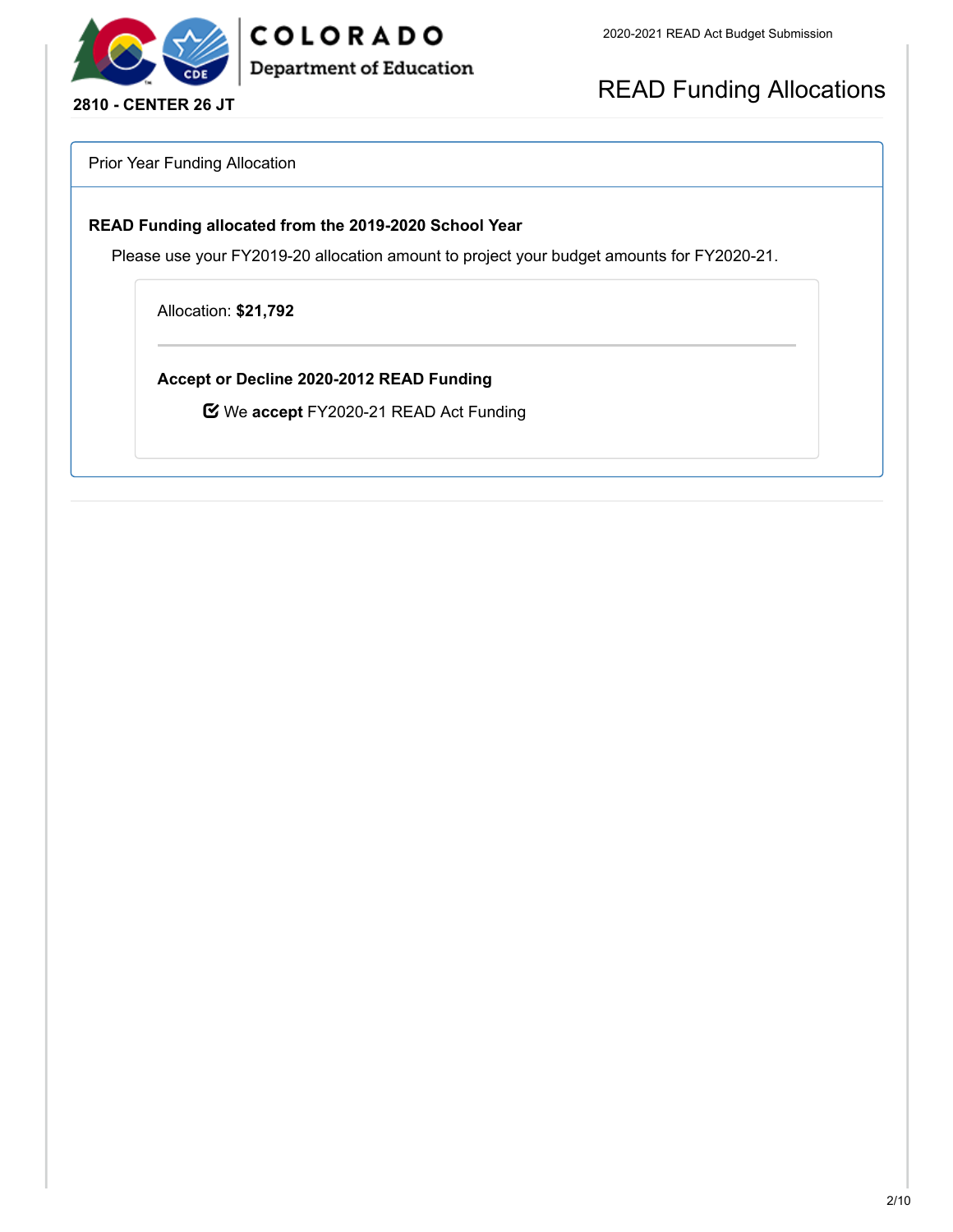**2810 - CENTER 26 JT**

2020-2021 READ Act Budget Submission

# READ Funding Allocations

## Prior Year Funding Allocation

### READ Funding allocated from the 2019-2020 School Year

Please use your FY2019-20 allocation amount to project your budget amounts for FY2020-21.

Allocation: **$21,792**

**Accept or Decline 2020-2012 READ Funding**

☑ We **accept** FY2020-21 READ Act Funding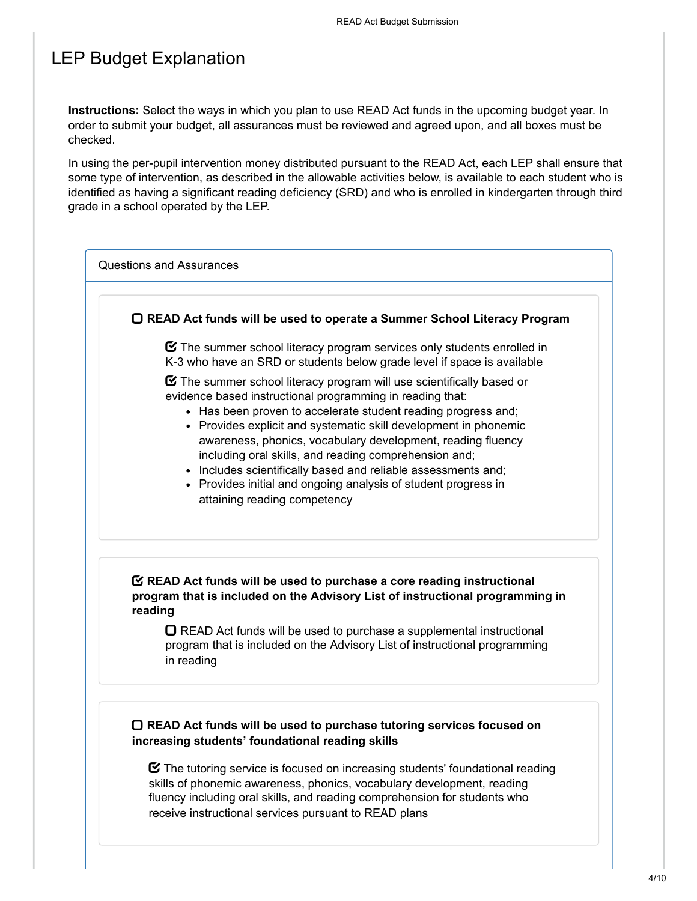# LEP Budget Explanation

**Instructions:** Select the ways in which you plan to use READ Act funds in the upcoming budget year. In order to submit your budget, all assurances must be reviewed and agreed upon, and all boxes must be checked.

In using the per-pupil intervention money distributed pursuant to the READ Act, each LEP shall ensure that some type of intervention, as described in the allowable activities below, is available to each student who is identified as having a significant reading deficiency (SRD) and who is enrolled in kindergarten through third grade in a school operated by the LEP.

## Questions and Assurances

☐ **READ Act funds will be used to operate a Summer School Literacy Program**

> ☑ The summer school literacy program services only students enrolled in K-3 who have an SRD or students below grade level if space is available
>
> ☑ The summer school literacy program will use scientifically based or evidence based instructional programming in reading that:
>
> - Has been proven to accelerate student reading progress and;
> - Provides explicit and systematic skill development in phonemic awareness, phonics, vocabulary development, reading fluency including oral skills, and reading comprehension and;
> - Includes scientifically based and reliable assessments and;
> - Provides initial and ongoing analysis of student progress in attaining reading competency

☑ **READ Act funds will be used to purchase a core reading instructional program that is included on the Advisory List of instructional programming in reading**

> ☐ READ Act funds will be used to purchase a supplemental instructional program that is included on the Advisory List of instructional programming in reading

☐ **READ Act funds will be used to purchase tutoring services focused on increasing students' foundational reading skills**

> ☑ The tutoring service is focused on increasing students' foundational reading skills of phonemic awareness, phonics, vocabulary development, reading fluency including oral skills, and reading comprehension for students who receive instructional services pursuant to READ plans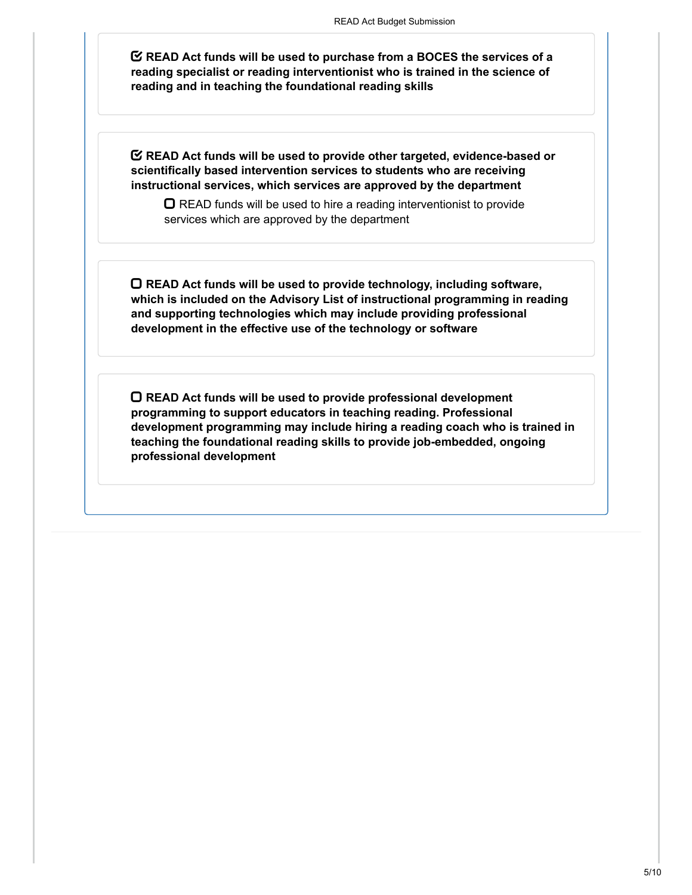- [x] **READ Act funds will be used to purchase from a BOCES the services of a reading specialist or reading interventionist who is trained in the science of reading and in teaching the foundational reading skills**

- [x] **READ Act funds will be used to provide other targeted, evidence-based or scientifically based intervention services to students who are receiving instructional services, which services are approved by the department**
  - [ ] READ funds will be used to hire a reading interventionist to provide services which are approved by the department

- [ ] **READ Act funds will be used to provide technology, including software, which is included on the Advisory List of instructional programming in reading and supporting technologies which may include providing professional development in the effective use of the technology or software**

- [ ] **READ Act funds will be used to provide professional development programming to support educators in teaching reading. Professional development programming may include hiring a reading coach who is trained in teaching the foundational reading skills to provide job-embedded, ongoing professional development**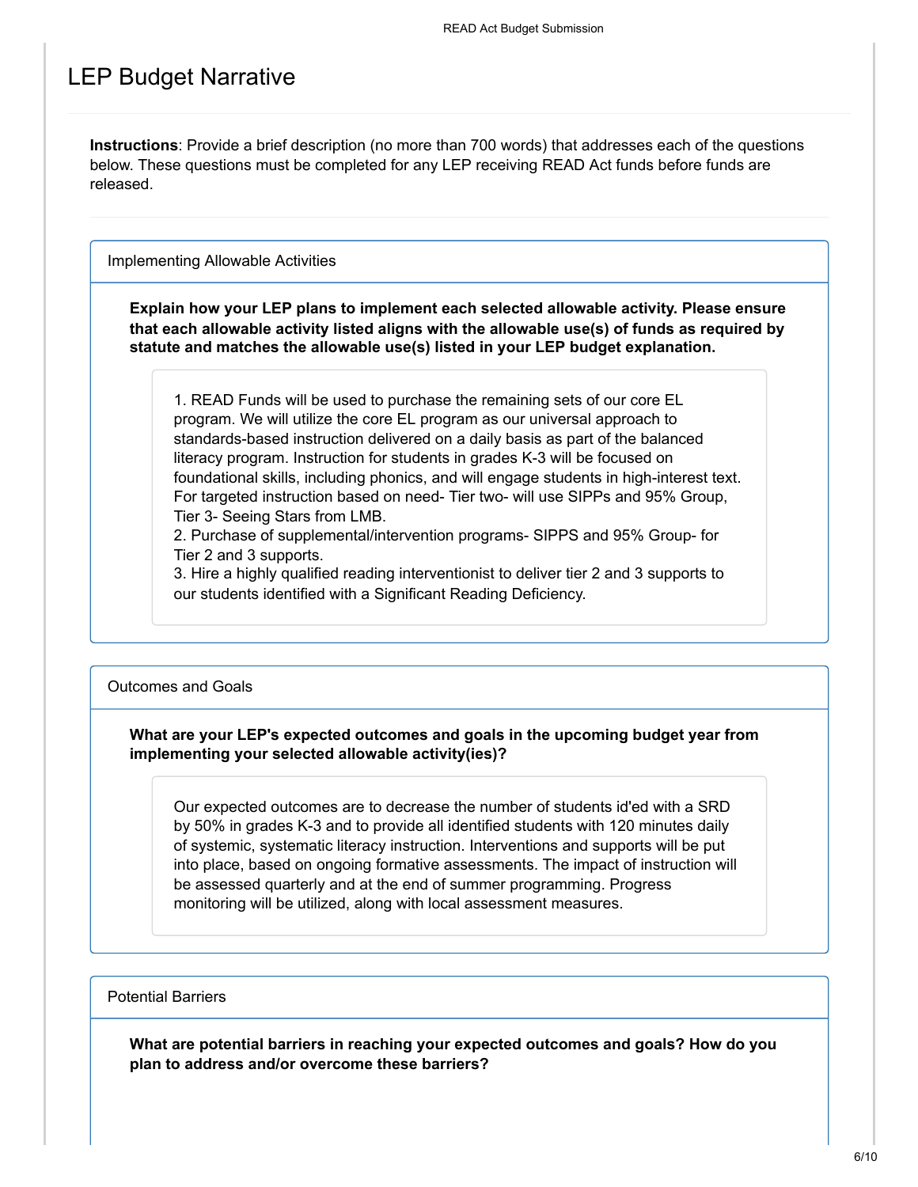# LEP Budget Narrative

**Instructions**: Provide a brief description (no more than 700 words) that addresses each of the questions below. These questions must be completed for any LEP receiving READ Act funds before funds are released.

## Implementing Allowable Activities

**Explain how your LEP plans to implement each selected allowable activity. Please ensure that each allowable activity listed aligns with the allowable use(s) of funds as required by statute and matches the allowable use(s) listed in your LEP budget explanation.**

1. READ Funds will be used to purchase the remaining sets of our core EL program. We will utilize the core EL program as our universal approach to standards-based instruction delivered on a daily basis as part of the balanced literacy program. Instruction for students in grades K-3 will be focused on foundational skills, including phonics, and will engage students in high-interest text. For targeted instruction based on need- Tier two- will use SIPPs and 95% Group, Tier 3- Seeing Stars from LMB.
2. Purchase of supplemental/intervention programs- SIPPS and 95% Group- for Tier 2 and 3 supports.
3. Hire a highly qualified reading interventionist to deliver tier 2 and 3 supports to our students identified with a Significant Reading Deficiency.

## Outcomes and Goals

**What are your LEP's expected outcomes and goals in the upcoming budget year from implementing your selected allowable activity(ies)?**

Our expected outcomes are to decrease the number of students id'ed with a SRD by 50% in grades K-3 and to provide all identified students with 120 minutes daily of systemic, systematic literacy instruction. Interventions and supports will be put into place, based on ongoing formative assessments. The impact of instruction will be assessed quarterly and at the end of summer programming. Progress monitoring will be utilized, along with local assessment measures.

## Potential Barriers

**What are potential barriers in reaching your expected outcomes and goals? How do you plan to address and/or overcome these barriers?**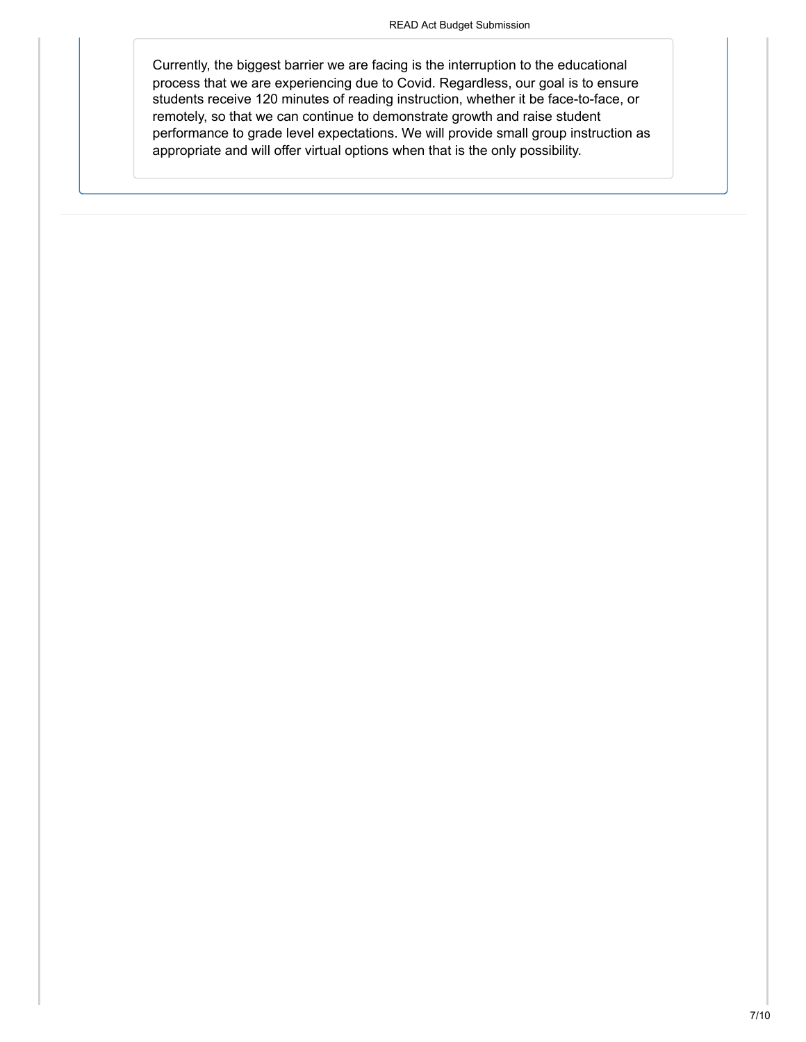Currently, the biggest barrier we are facing is the interruption to the educational process that we are experiencing due to Covid. Regardless, our goal is to ensure students receive 120 minutes of reading instruction, whether it be face-to-face, or remotely, so that we can continue to demonstrate growth and raise student performance to grade level expectations. We will provide small group instruction as appropriate and will offer virtual options when that is the only possibility.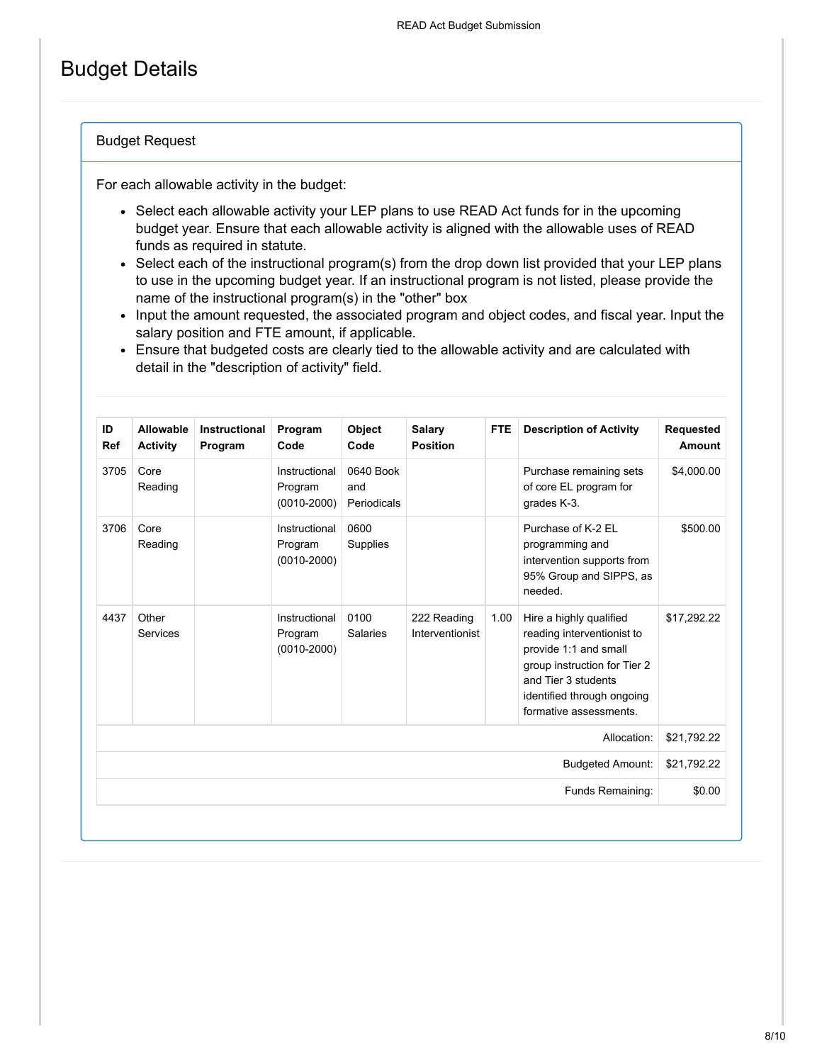# Budget Details

## Budget Request

For each allowable activity in the budget:

- Select each allowable activity your LEP plans to use READ Act funds for in the upcoming budget year. Ensure that each allowable activity is aligned with the allowable uses of READ funds as required in statute.
- Select each of the instructional program(s) from the drop down list provided that your LEP plans to use in the upcoming budget year. If an instructional program is not listed, please provide the name of the instructional program(s) in the "other" box
- Input the amount requested, the associated program and object codes, and fiscal year. Input the salary position and FTE amount, if applicable.
- Ensure that budgeted costs are clearly tied to the allowable activity and are calculated with detail in the "description of activity" field.

| ID Ref | Allowable Activity | Instructional Program | Program Code | Object Code | Salary Position | FTE | Description of Activity | Requested Amount |
|---|---|---|---|---|---|---|---|---|
| 3705 | Core Reading | | Instructional Program (0010-2000) | 0640 Book and Periodicals | | | Purchase remaining sets of core EL program for grades K-3. | $4,000.00 |
| 3706 | Core Reading | | Instructional Program (0010-2000) | 0600 Supplies | | | Purchase of K-2 EL programming and intervention supports from 95% Group and SIPPS, as needed. | $500.00 |
| 4437 | Other Services | | Instructional Program (0010-2000) | 0100 Salaries | 222 Reading Interventionist | 1.00 | Hire a highly qualified reading interventionist to provide 1:1 and small group instruction for Tier 2 and Tier 3 students identified through ongoing formative assessments. | $17,292.22 |
| | | | | | | | Allocation: | $21,792.22 |
| | | | | | | | Budgeted Amount: | $21,792.22 |
| | | | | | | | Funds Remaining: | $0.00 |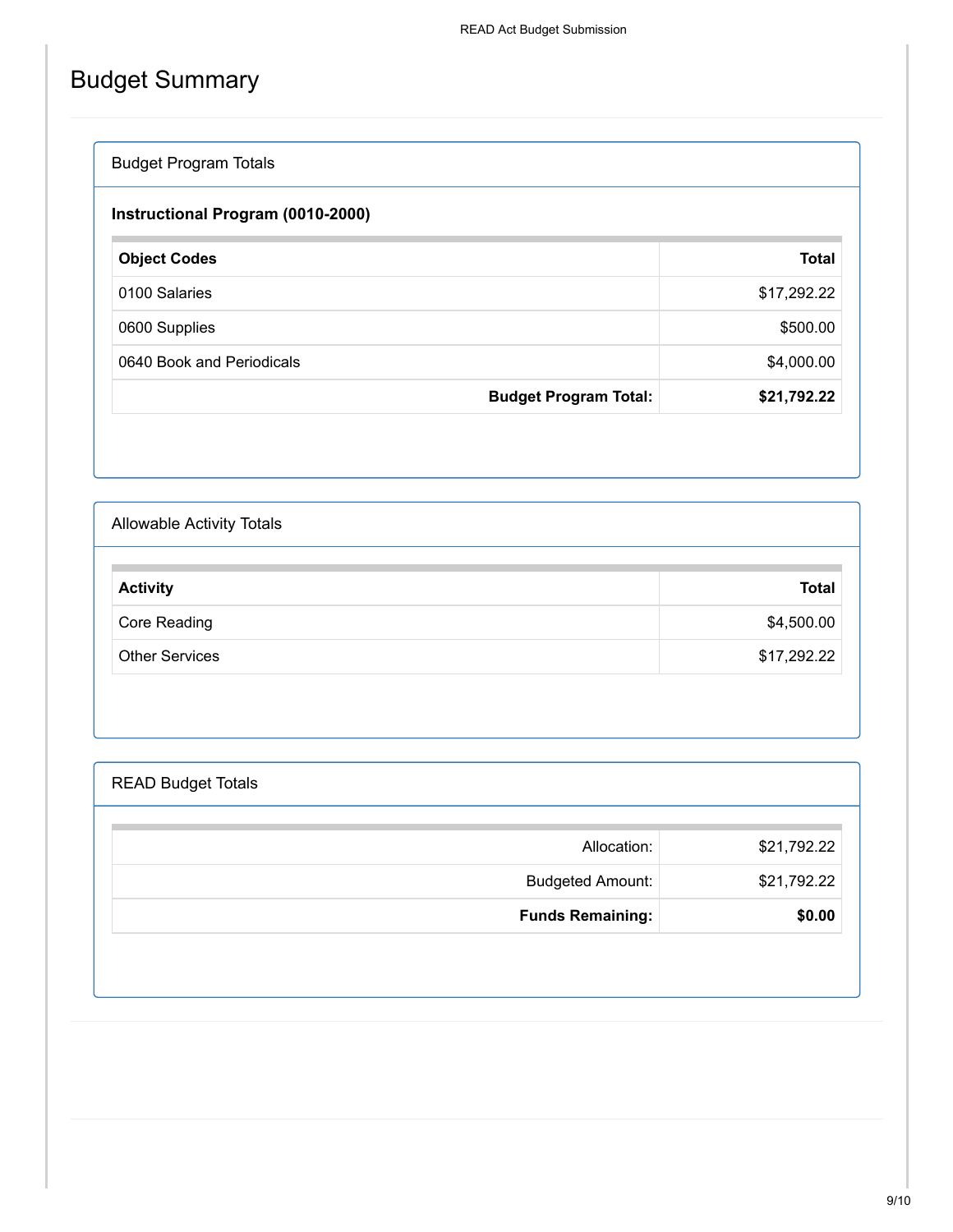# Budget Summary

## Budget Program Totals

### Instructional Program (0010-2000)

| Object Codes | Total |
|---|---:|
| 0100 Salaries | $17,292.22 |
| 0600 Supplies | $500.00 |
| 0640 Book and Periodicals | $4,000.00 |
| **Budget Program Total:** | **$21,792.22** |

## Allowable Activity Totals

| Activity | Total |
|---|---:|
| Core Reading | $4,500.00 |
| Other Services | $17,292.22 |

## READ Budget Totals

| | |
|---:|---:|
| Allocation: | $21,792.22 |
| Budgeted Amount: | $21,792.22 |
| **Funds Remaining:** | **$0.00** |